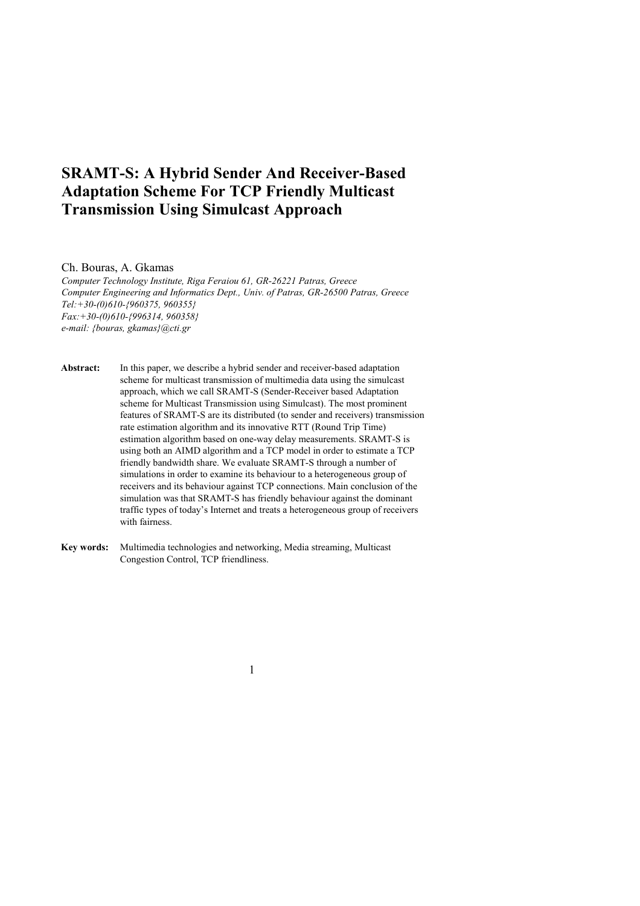# SRAMT-S: A Hybrid Sender And Receiver-Based Adaptation Scheme For TCP Friendly Multicast Transmission Using Simulcast Approach

Ch. Bouras, A. Gkamas

*Computer Technology Institute, Riga Feraiou 61, GR-26221 Patras, Greece*
*Computer Engineering and Informatics Dept., Univ. of Patras, GR-26500 Patras, Greece*
*Tel:+30-(0)610-{960375, 960355}*
*Fax:+30-(0)610-{996314, 960358}*
*e-mail: {bouras, gkamas}@cti.gr*

**Abstract:** In this paper, we describe a hybrid sender and receiver-based adaptation scheme for multicast transmission of multimedia data using the simulcast approach, which we call SRAMT-S (Sender-Receiver based Adaptation scheme for Multicast Transmission using Simulcast). The most prominent features of SRAMT-S are its distributed (to sender and receivers) transmission rate estimation algorithm and its innovative RTT (Round Trip Time) estimation algorithm based on one-way delay measurements. SRAMT-S is using both an AIMD algorithm and a TCP model in order to estimate a TCP friendly bandwidth share. We evaluate SRAMT-S through a number of simulations in order to examine its behaviour to a heterogeneous group of receivers and its behaviour against TCP connections. Main conclusion of the simulation was that SRAMT-S has friendly behaviour against the dominant traffic types of today's Internet and treats a heterogeneous group of receivers with fairness.

**Key words:** Multimedia technologies and networking, Media streaming, Multicast Congestion Control, TCP friendliness.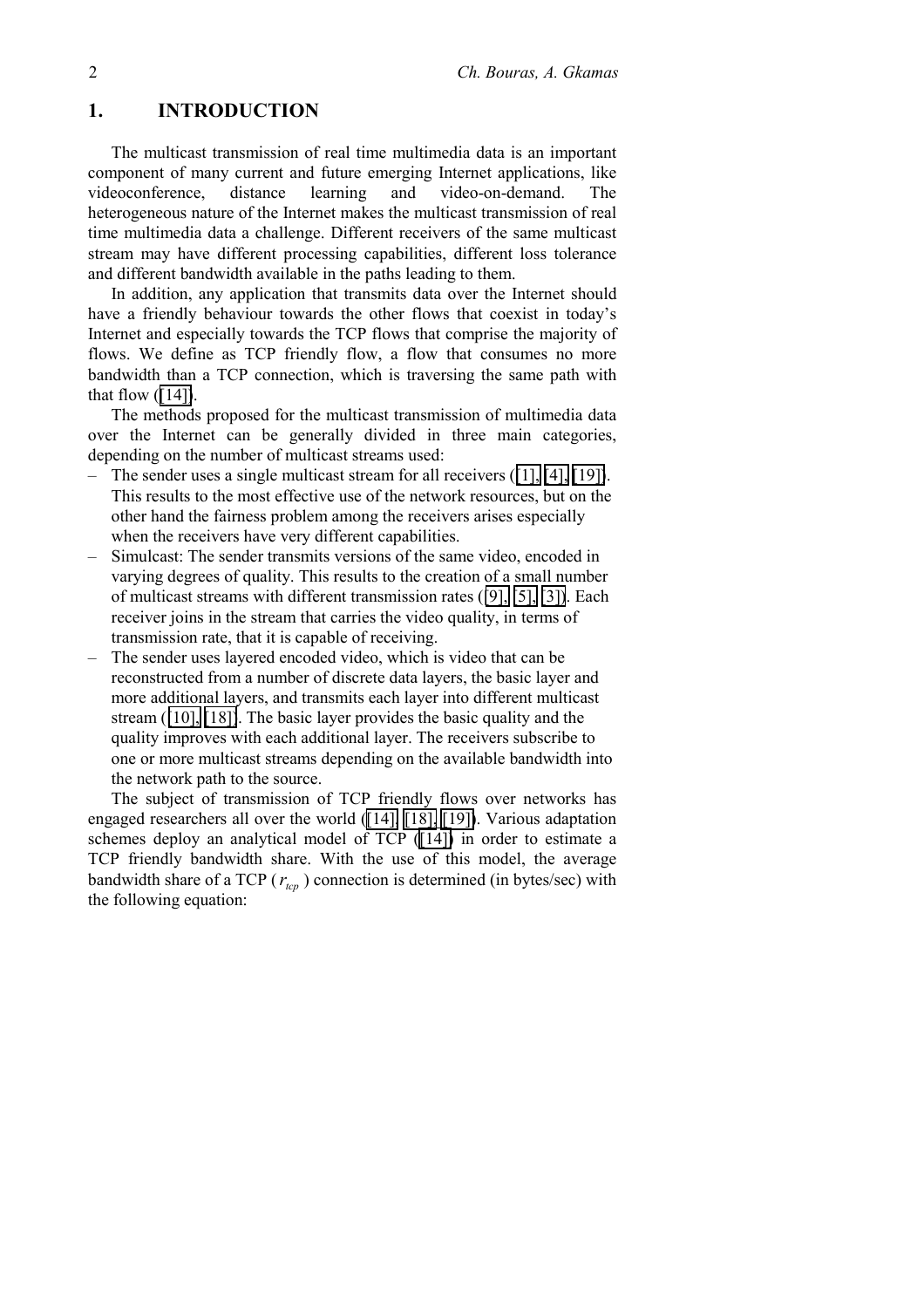# 1. INTRODUCTION

The multicast transmission of real time multimedia data is an important component of many current and future emerging Internet applications, like videoconference, distance learning and video-on-demand. The heterogeneous nature of the Internet makes the multicast transmission of real time multimedia data a challenge. Different receivers of the same multicast stream may have different processing capabilities, different loss tolerance and different bandwidth available in the paths leading to them.

In addition, any application that transmits data over the Internet should have a friendly behaviour towards the other flows that coexist in today's Internet and especially towards the TCP flows that comprise the majority of flows. We define as TCP friendly flow, a flow that consumes no more bandwidth than a TCP connection, which is traversing the same path with that flow ([14]).

The methods proposed for the multicast transmission of multimedia data over the Internet can be generally divided in three main categories, depending on the number of multicast streams used:

- The sender uses a single multicast stream for all receivers ([1], [4], [19]). This results to the most effective use of the network resources, but on the other hand the fairness problem among the receivers arises especially when the receivers have very different capabilities.
- Simulcast: The sender transmits versions of the same video, encoded in varying degrees of quality. This results to the creation of a small number of multicast streams with different transmission rates ([9], [5], [3]). Each receiver joins in the stream that carries the video quality, in terms of transmission rate, that it is capable of receiving.
- The sender uses layered encoded video, which is video that can be reconstructed from a number of discrete data layers, the basic layer and more additional layers, and transmits each layer into different multicast stream ([10], [18]). The basic layer provides the basic quality and the quality improves with each additional layer. The receivers subscribe to one or more multicast streams depending on the available bandwidth into the network path to the source.

The subject of transmission of TCP friendly flows over networks has engaged researchers all over the world ([14], [18], [19]). Various adaptation schemes deploy an analytical model of TCP ([14]) in order to estimate a TCP friendly bandwidth share. With the use of this model, the average bandwidth share of a TCP ($r_{tcp}$) connection is determined (in bytes/sec) with the following equation: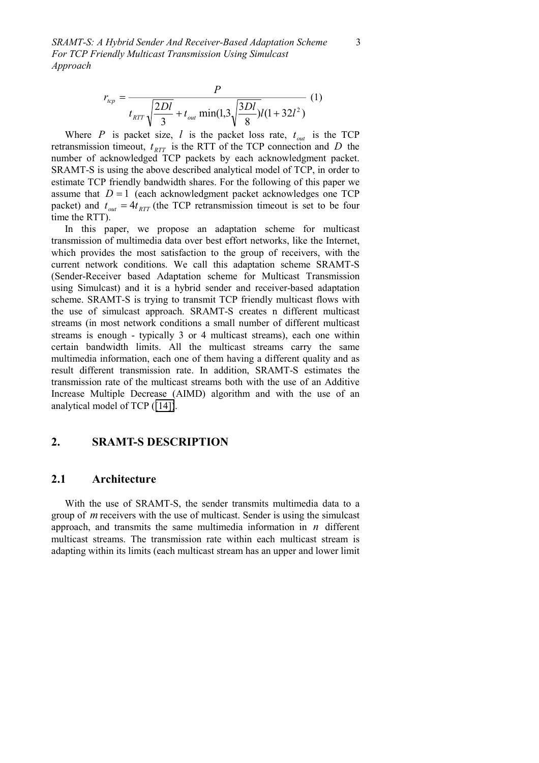$$r_{tcp} = \frac{P}{t_{RTT}\sqrt{\frac{2Dl}{3}} + t_{out}\min(1,3\sqrt{\frac{3Dl}{8}})l(1+32l^2)} \quad (1)$$

Where $P$ is packet size, $l$ is the packet loss rate, $t_{out}$ is the TCP retransmission timeout, $t_{RTT}$ is the RTT of the TCP connection and $D$ the number of acknowledged TCP packets by each acknowledgment packet. SRAMT-S is using the above described analytical model of TCP, in order to estimate TCP friendly bandwidth shares. For the following of this paper we assume that $D = 1$ (each acknowledgment packet acknowledges one TCP packet) and $t_{out} = 4t_{RTT}$ (the TCP retransmission timeout is set to be four time the RTT).

In this paper, we propose an adaptation scheme for multicast transmission of multimedia data over best effort networks, like the Internet, which provides the most satisfaction to the group of receivers, with the current network conditions. We call this adaptation scheme SRAMT-S (Sender-Receiver based Adaptation scheme for Multicast Transmission using Simulcast) and it is a hybrid sender and receiver-based adaptation scheme. SRAMT-S is trying to transmit TCP friendly multicast flows with the use of simulcast approach. SRAMT-S creates n different multicast streams (in most network conditions a small number of different multicast streams is enough - typically 3 or 4 multicast streams), each one within certain bandwidth limits. All the multicast streams carry the same multimedia information, each one of them having a different quality and as result different transmission rate. In addition, SRAMT-S estimates the transmission rate of the multicast streams both with the use of an Additive Increase Multiple Decrease (AIMD) algorithm and with the use of an analytical model of TCP ([14]).

## 2. SRAMT-S DESCRIPTION

### 2.1 Architecture

With the use of SRAMT-S, the sender transmits multimedia data to a group of $m$ receivers with the use of multicast. Sender is using the simulcast approach, and transmits the same multimedia information in $n$ different multicast streams. The transmission rate within each multicast stream is adapting within its limits (each multicast stream has an upper and lower limit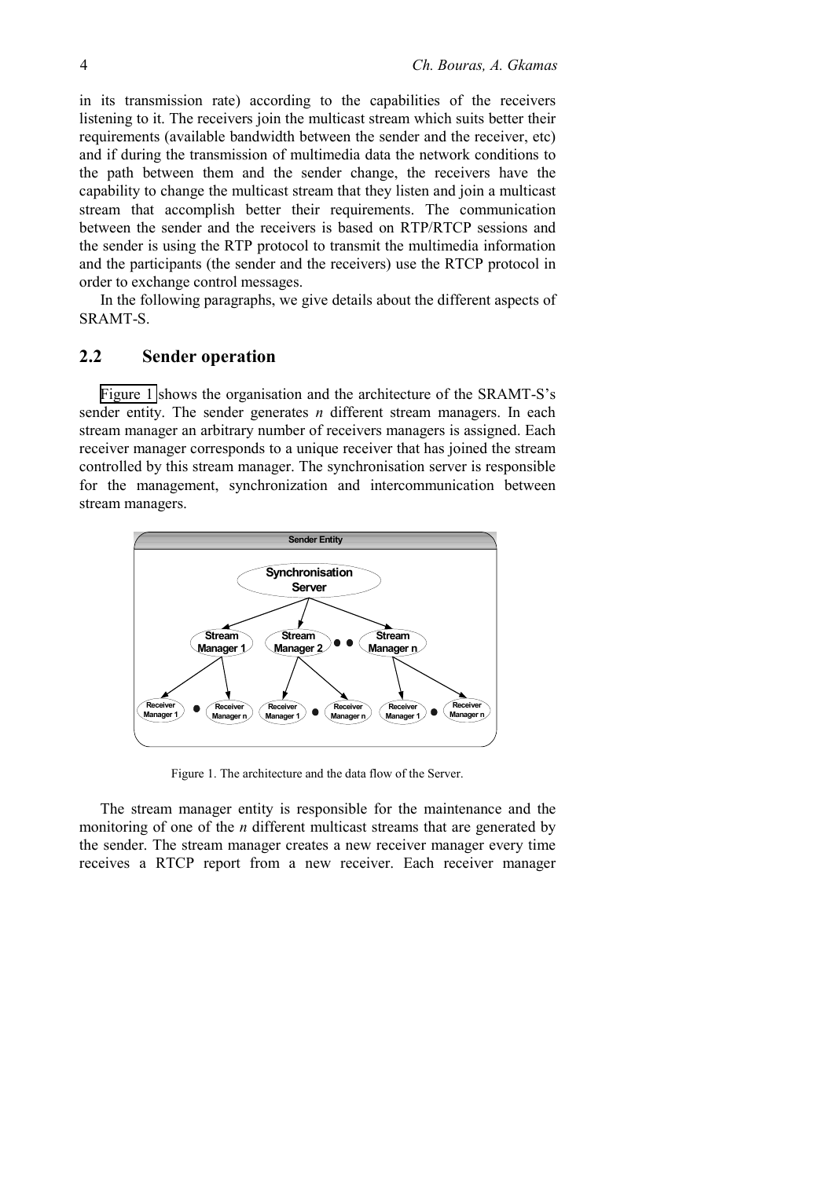in its transmission rate) according to the capabilities of the receivers listening to it. The receivers join the multicast stream which suits better their requirements (available bandwidth between the sender and the receiver, etc) and if during the transmission of multimedia data the network conditions to the path between them and the sender change, the receivers have the capability to change the multicast stream that they listen and join a multicast stream that accomplish better their requirements. The communication between the sender and the receivers is based on RTP/RTCP sessions and the sender is using the RTP protocol to transmit the multimedia information and the participants (the sender and the receivers) use the RTCP protocol in order to exchange control messages.

In the following paragraphs, we give details about the different aspects of SRAMT-S.

## 2.2 Sender operation

Figure 1 shows the organisation and the architecture of the SRAMT-S's sender entity. The sender generates *n* different stream managers. In each stream manager an arbitrary number of receivers managers is assigned. Each receiver manager corresponds to a unique receiver that has joined the stream controlled by this stream manager. The synchronisation server is responsible for the management, synchronization and intercommunication between stream managers.

Sender Entity

Synchronisation Server

Stream Manager 1, Stream Manager 2, Stream Manager n

Receiver Manager 1, Receiver Manager n, Receiver Manager 1, Receiver Manager n, Receiver Manager 1, Receiver Manager n

Figure 1. The architecture and the data flow of the Server.

The stream manager entity is responsible for the maintenance and the monitoring of one of the *n* different multicast streams that are generated by the sender. The stream manager creates a new receiver manager every time receives a RTCP report from a new receiver. Each receiver manager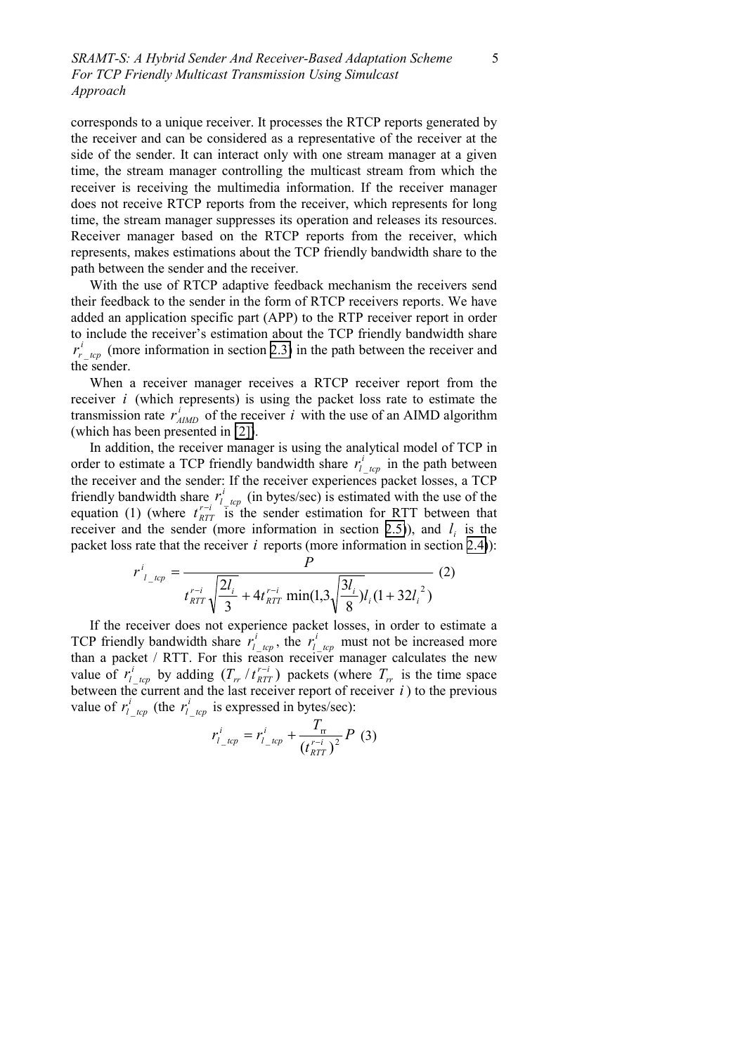corresponds to a unique receiver. It processes the RTCP reports generated by the receiver and can be considered as a representative of the receiver at the side of the sender. It can interact only with one stream manager at a given time, the stream manager controlling the multicast stream from which the receiver is receiving the multimedia information. If the receiver manager does not receive RTCP reports from the receiver, which represents for long time, the stream manager suppresses its operation and releases its resources. Receiver manager based on the RTCP reports from the receiver, which represents, makes estimations about the TCP friendly bandwidth share to the path between the sender and the receiver.

With the use of RTCP adaptive feedback mechanism the receivers send their feedback to the sender in the form of RTCP receivers reports. We have added an application specific part (APP) to the RTP receiver report in order to include the receiver's estimation about the TCP friendly bandwidth share $r^{i}_{r\_tcp}$ (more information in section 2.3) in the path between the receiver and the sender.

When a receiver manager receives a RTCP receiver report from the receiver $i$ (which represents) is using the packet loss rate to estimate the transmission rate $r^{i}_{AIMD}$ of the receiver $i$ with the use of an AIMD algorithm (which has been presented in [21]).

In addition, the receiver manager is using the analytical model of TCP in order to estimate a TCP friendly bandwidth share $r^{i}_{l\_tcp}$ in the path between the receiver and the sender: If the receiver experiences packet losses, a TCP friendly bandwidth share $r^{i}_{l\_tcp}$ (in bytes/sec) is estimated with the use of the equation (1) (where $t^{r-i}_{RTT}$ is the sender estimation for RTT between that receiver and the sender (more information in section 2.5)), and $l_i$ is the packet loss rate that the receiver $i$ reports (more information in section 2.4)):

$$r^{i}_{l\_tcp} = \frac{P}{t^{r-i}_{RTT}\sqrt{\dfrac{2l_i}{3}} + 4t^{r-i}_{RTT}\min(1,3\sqrt{\dfrac{3l_i}{8}})l_i(1+32l_i^{2})} \quad (2)$$

If the receiver does not experience packet losses, in order to estimate a TCP friendly bandwidth share $r^{i}_{l\_tcp}$, the $r^{i}_{l\_tcp}$ must not be increased more than a packet / RTT. For this reason receiver manager calculates the new value of $r^{i}_{l\_tcp}$ by adding $(T_{rr}/t^{r-i}_{RTT})$ packets (where $T_{rr}$ is the time space between the current and the last receiver report of receiver $i$) to the previous value of $r^{i}_{l\_tcp}$ (the $r^{i}_{l\_tcp}$ is expressed in bytes/sec):

$$r^{i}_{l\_tcp} = r^{i}_{l\_tcp} + \frac{T_{rr}}{(t^{r-i}_{RTT})^{2}}P \quad (3)$$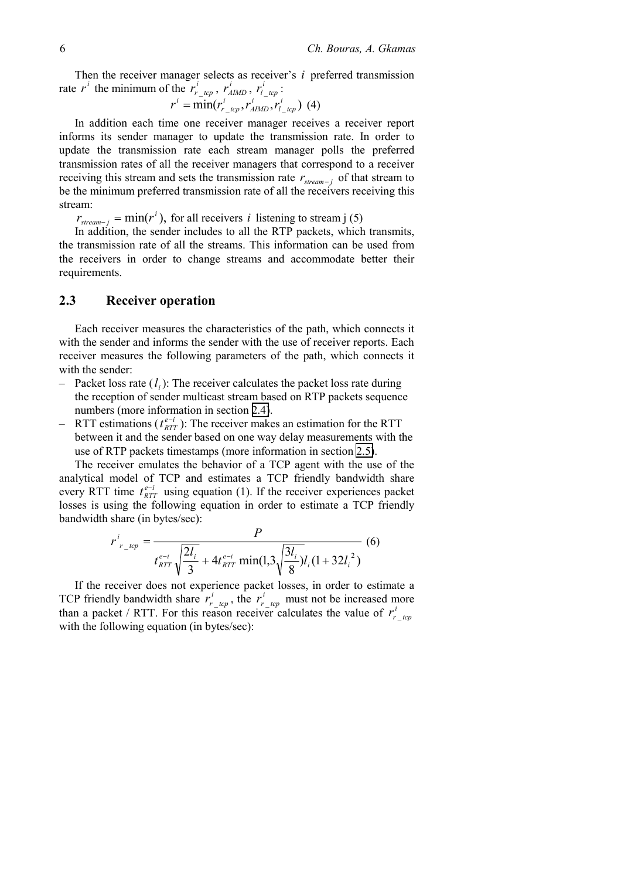Then the receiver manager selects as receiver's $i$ preferred transmission rate $r^i$ the minimum of the $r^i_{r\_tcp}$, $r^i_{AIMD}$, $r^i_{l\_tcp}$:

$$r^i = \min(r^i_{r\_tcp}, r^i_{AIMD}, r^i_{l\_tcp}) \quad (4)$$

In addition each time one receiver manager receives a receiver report informs its sender manager to update the transmission rate. In order to update the transmission rate each stream manager polls the preferred transmission rates of all the receiver managers that correspond to a receiver receiving this stream and sets the transmission rate $r_{stream-j}$ of that stream to be the minimum preferred transmission rate of all the receivers receiving this stream:

$$r_{stream-j} = \min(r^i), \text{ for all receivers } i \text{ listening to stream j} \quad (5)$$

In addition, the sender includes to all the RTP packets, which transmits, the transmission rate of all the streams. This information can be used from the receivers in order to change streams and accommodate better their requirements.

## 2.3 Receiver operation

Each receiver measures the characteristics of the path, which connects it with the sender and informs the sender with the use of receiver reports. Each receiver measures the following parameters of the path, which connects it with the sender:

- Packet loss rate ($l_i$): The receiver calculates the packet loss rate during the reception of sender multicast stream based on RTP packets sequence numbers (more information in section 2.4).
- RTT estimations ($t^{e-i}_{RTT}$): The receiver makes an estimation for the RTT between it and the sender based on one way delay measurements with the use of RTP packets timestamps (more information in section 2.5).

The receiver emulates the behavior of a TCP agent with the use of the analytical model of TCP and estimates a TCP friendly bandwidth share every RTT time $t^{e-i}_{RTT}$ using equation (1). If the receiver experiences packet losses is using the following equation in order to estimate a TCP friendly bandwidth share (in bytes/sec):

$$r^i_{r\_tcp} = \frac{P}{t^{e-i}_{RTT}\sqrt{\frac{2l_i}{3}} + 4t^{e-i}_{RTT}\min(1,3\sqrt{\frac{3l_i}{8}})l_i(1+32l_i^2)} \quad (6)$$

If the receiver does not experience packet losses, in order to estimate a TCP friendly bandwidth share $r^i_{r\_tcp}$, the $r^i_{r\_tcp}$ must not be increased more than a packet / RTT. For this reason receiver calculates the value of $r^i_{r\_tcp}$ with the following equation (in bytes/sec):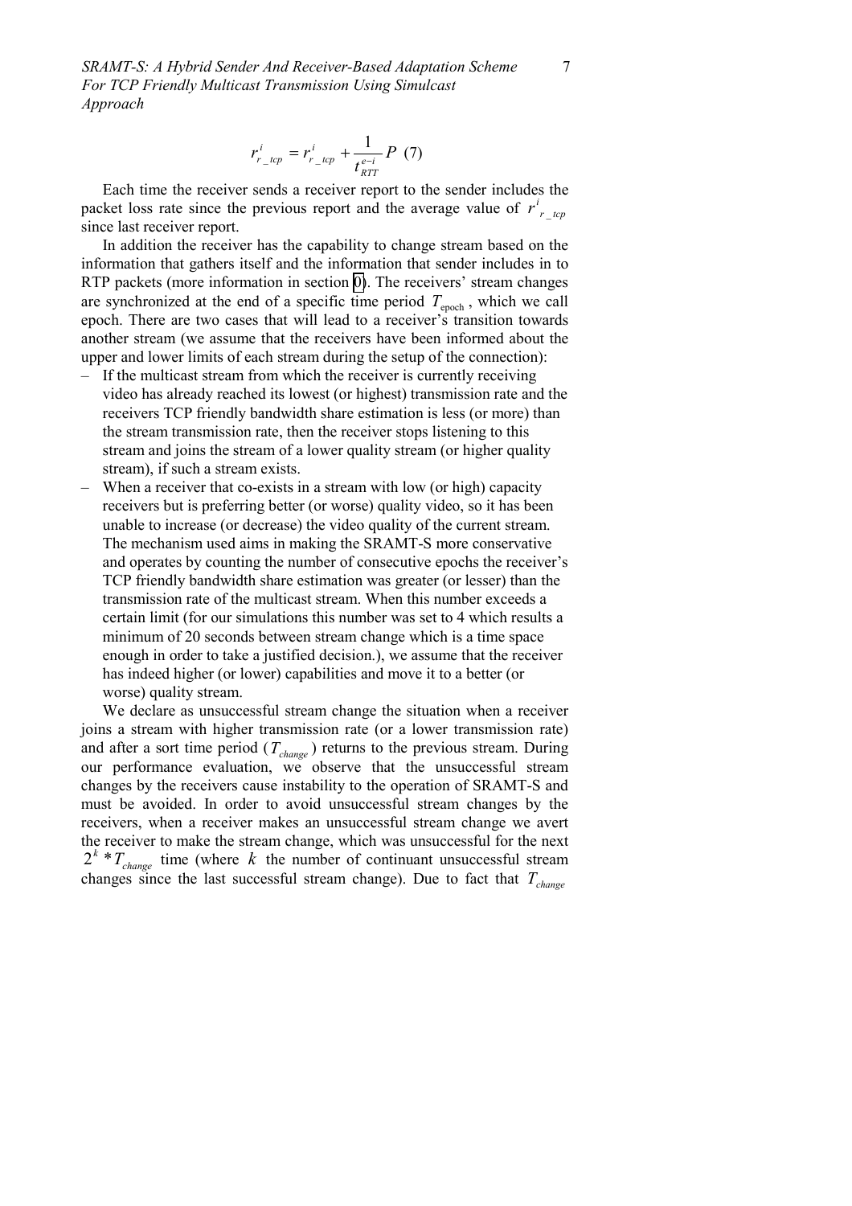$$r^i_{r\_tcp} = r^i_{r\_tcp} + \frac{1}{t^{e-i}_{RTT}} P \quad (7)$$

Each time the receiver sends a receiver report to the sender includes the packet loss rate since the previous report and the average value of $r^i_{r\_tcp}$ since last receiver report.

In addition the receiver has the capability to change stream based on the information that gathers itself and the information that sender includes in to RTP packets (more information in section 0). The receivers' stream changes are synchronized at the end of a specific time period $T_{\text{epoch}}$, which we call epoch. There are two cases that will lead to a receiver's transition towards another stream (we assume that the receivers have been informed about the upper and lower limits of each stream during the setup of the connection):

- If the multicast stream from which the receiver is currently receiving video has already reached its lowest (or highest) transmission rate and the receivers TCP friendly bandwidth share estimation is less (or more) than the stream transmission rate, then the receiver stops listening to this stream and joins the stream of a lower quality stream (or higher quality stream), if such a stream exists.
- When a receiver that co-exists in a stream with low (or high) capacity receivers but is preferring better (or worse) quality video, so it has been unable to increase (or decrease) the video quality of the current stream. The mechanism used aims in making the SRAMT-S more conservative and operates by counting the number of consecutive epochs the receiver's TCP friendly bandwidth share estimation was greater (or lesser) than the transmission rate of the multicast stream. When this number exceeds a certain limit (for our simulations this number was set to 4 which results a minimum of 20 seconds between stream change which is a time space enough in order to take a justified decision.), we assume that the receiver has indeed higher (or lower) capabilities and move it to a better (or worse) quality stream.

We declare as unsuccessful stream change the situation when a receiver joins a stream with higher transmission rate (or a lower transmission rate) and after a sort time period ($T_{change}$) returns to the previous stream. During our performance evaluation, we observe that the unsuccessful stream changes by the receivers cause instability to the operation of SRAMT-S and must be avoided. In order to avoid unsuccessful stream changes by the receivers, when a receiver makes an unsuccessful stream change we avert the receiver to make the stream change, which was unsuccessful for the next $2^k * T_{change}$ time (where $k$ the number of continuant unsuccessful stream changes since the last successful stream change). Due to fact that $T_{change}$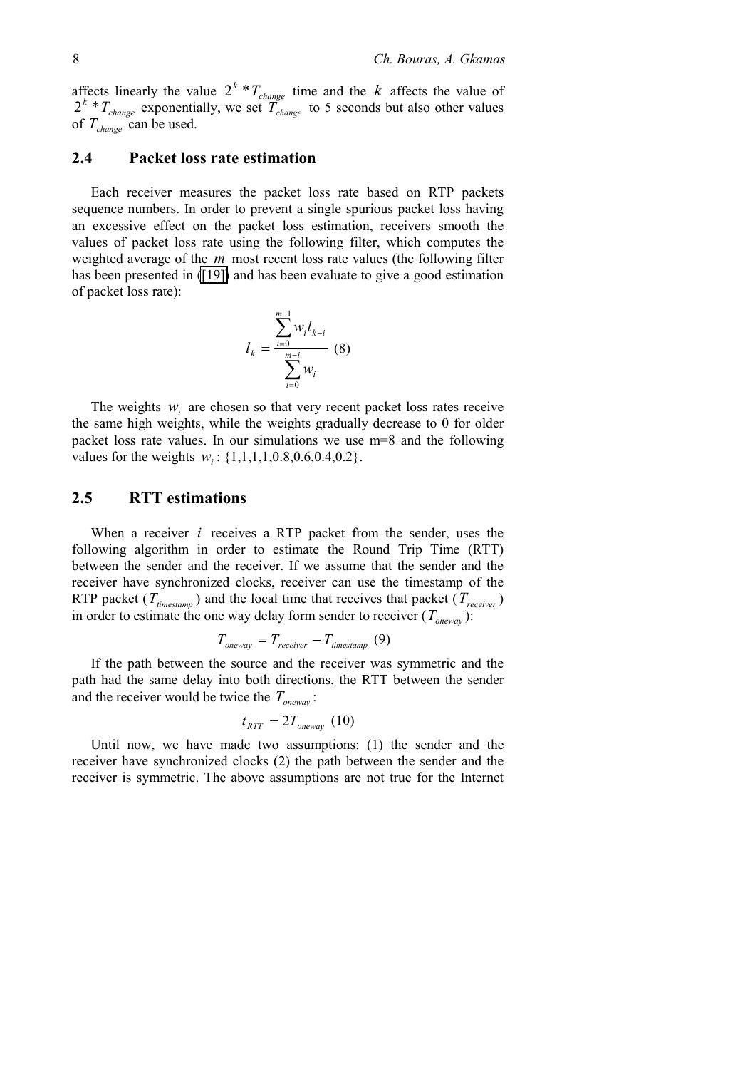affects linearly the value $2^k * T_{change}$ time and the $k$ affects the value of $2^k * T_{change}$ exponentially, we set $T_{change}$ to 5 seconds but also other values of $T_{change}$ can be used.

## 2.4 Packet loss rate estimation

Each receiver measures the packet loss rate based on RTP packets sequence numbers. In order to prevent a single spurious packet loss having an excessive effect on the packet loss estimation, receivers smooth the values of packet loss rate using the following filter, which computes the weighted average of the $m$ most recent loss rate values (the following filter has been presented in ([19]) and has been evaluate to give a good estimation of packet loss rate):

$$l_k = \frac{\sum_{i=0}^{m-1} w_i l_{k-i}}{\sum_{i=0}^{m-i} w_i} \quad (8)$$

The weights $w_i$ are chosen so that very recent packet loss rates receive the same high weights, while the weights gradually decrease to 0 for older packet loss rate values. In our simulations we use m=8 and the following values for the weights $w_i$: {1,1,1,1,0.8,0.6,0.4,0.2}.

## 2.5 RTT estimations

When a receiver $i$ receives a RTP packet from the sender, uses the following algorithm in order to estimate the Round Trip Time (RTT) between the sender and the receiver. If we assume that the sender and the receiver have synchronized clocks, receiver can use the timestamp of the RTP packet ($T_{timestamp}$) and the local time that receives that packet ($T_{receiver}$) in order to estimate the one way delay form sender to receiver ($T_{oneway}$):

$$T_{oneway} = T_{receiver} - T_{timestamp} \quad (9)$$

If the path between the source and the receiver was symmetric and the path had the same delay into both directions, the RTT between the sender and the receiver would be twice the $T_{oneway}$:

$$t_{RTT} = 2T_{oneway} \quad (10)$$

Until now, we have made two assumptions: (1) the sender and the receiver have synchronized clocks (2) the path between the sender and the receiver is symmetric. The above assumptions are not true for the Internet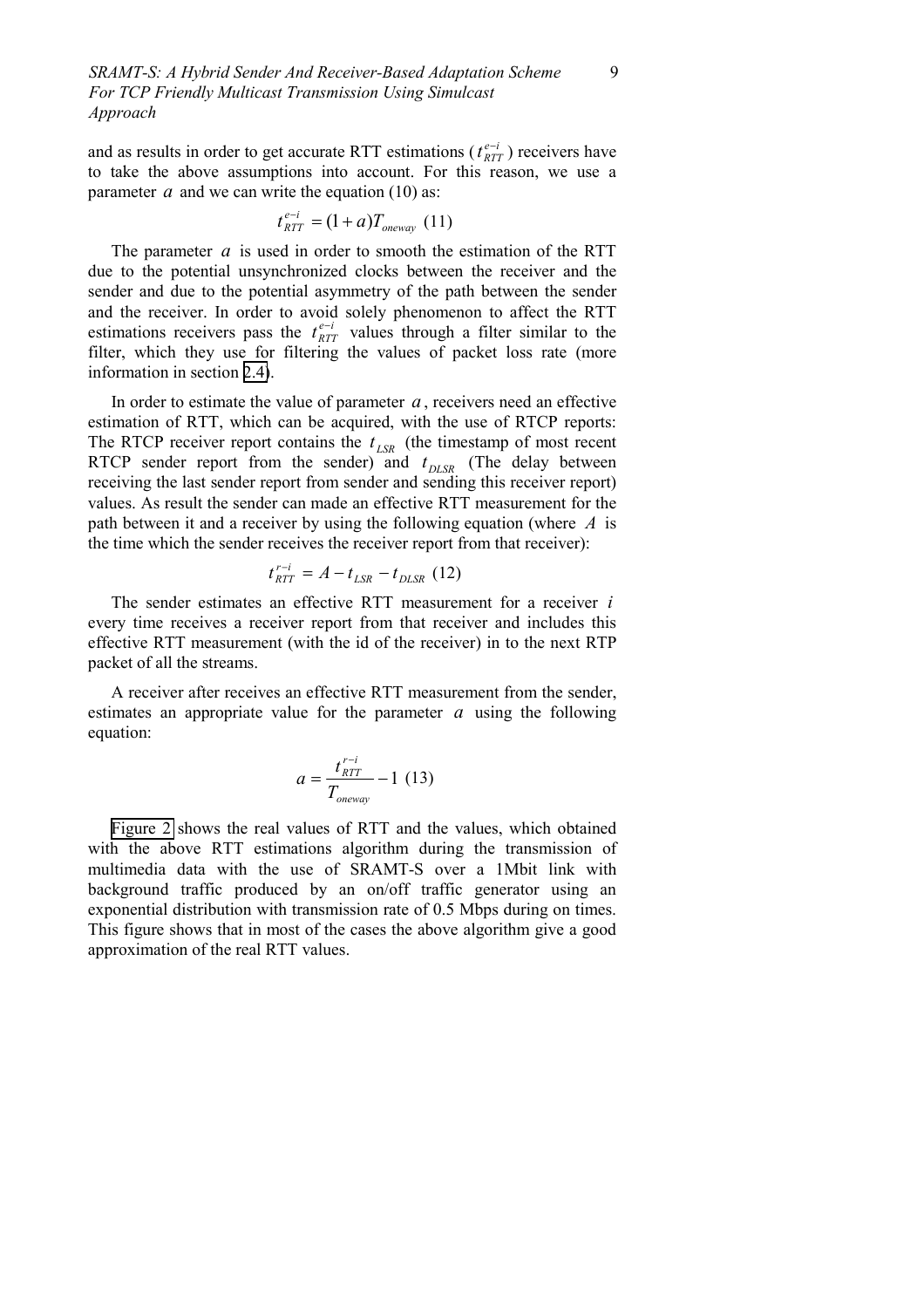and as results in order to get accurate RTT estimations ($t_{RTT}^{e-i}$) receivers have to take the above assumptions into account. For this reason, we use a parameter $a$ and we can write the equation (10) as:

$$t_{RTT}^{e-i} = (1+a)T_{oneway} \quad (11)$$

The parameter $a$ is used in order to smooth the estimation of the RTT due to the potential unsynchronized clocks between the receiver and the sender and due to the potential asymmetry of the path between the sender and the receiver. In order to avoid solely phenomenon to affect the RTT estimations receivers pass the $t_{RTT}^{e-i}$ values through a filter similar to the filter, which they use for filtering the values of packet loss rate (more information in section 2.4).

In order to estimate the value of parameter $a$, receivers need an effective estimation of RTT, which can be acquired, with the use of RTCP reports: The RTCP receiver report contains the $t_{LSR}$ (the timestamp of most recent RTCP sender report from the sender) and $t_{DLSR}$ (The delay between receiving the last sender report from sender and sending this receiver report) values. As result the sender can made an effective RTT measurement for the path between it and a receiver by using the following equation (where $A$ is the time which the sender receives the receiver report from that receiver):

$$t_{RTT}^{r-i} = A - t_{LSR} - t_{DLSR} \quad (12)$$

The sender estimates an effective RTT measurement for a receiver $i$ every time receives a receiver report from that receiver and includes this effective RTT measurement (with the id of the receiver) in to the next RTP packet of all the streams.

A receiver after receives an effective RTT measurement from the sender, estimates an appropriate value for the parameter $a$ using the following equation:

$$a = \frac{t_{RTT}^{r-i}}{T_{oneway}} - 1 \quad (13)$$

Figure 2 shows the real values of RTT and the values, which obtained with the above RTT estimations algorithm during the transmission of multimedia data with the use of SRAMT-S over a 1Mbit link with background traffic produced by an on/off traffic generator using an exponential distribution with transmission rate of 0.5 Mbps during on times. This figure shows that in most of the cases the above algorithm give a good approximation of the real RTT values.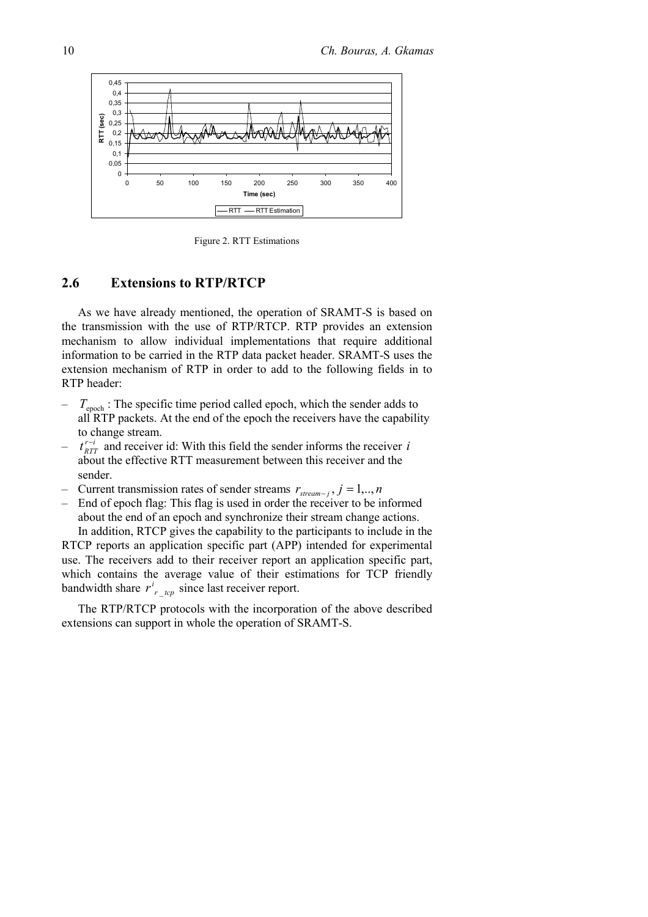Figure 2. RTT Estimations

## 2.6 Extensions to RTP/RTCP

As we have already mentioned, the operation of SRAMT-S is based on the transmission with the use of RTP/RTCP. RTP provides an extension mechanism to allow individual implementations that require additional information to be carried in the RTP data packet header. SRAMT-S uses the extension mechanism of RTP in order to add to the following fields in to RTP header:

- $T_{\text{epoch}}$ : The specific time period called epoch, which the sender adds to all RTP packets. At the end of the epoch the receivers have the capability to change stream.
- $t_{RTT}^{r-i}$ and receiver id: With this field the sender informs the receiver $i$ about the effective RTT measurement between this receiver and the sender.
- Current transmission rates of sender streams $r_{stream-j}, j = 1,..,n$
- End of epoch flag: This flag is used in order the receiver to be informed about the end of an epoch and synchronize their stream change actions.

In addition, RTCP gives the capability to the participants to include in the RTCP reports an application specific part (APP) intended for experimental use. The receivers add to their receiver report an application specific part, which contains the average value of their estimations for TCP friendly bandwidth share $r^{i}_{r\_tcp}$ since last receiver report.

The RTP/RTCP protocols with the incorporation of the above described extensions can support in whole the operation of SRAMT-S.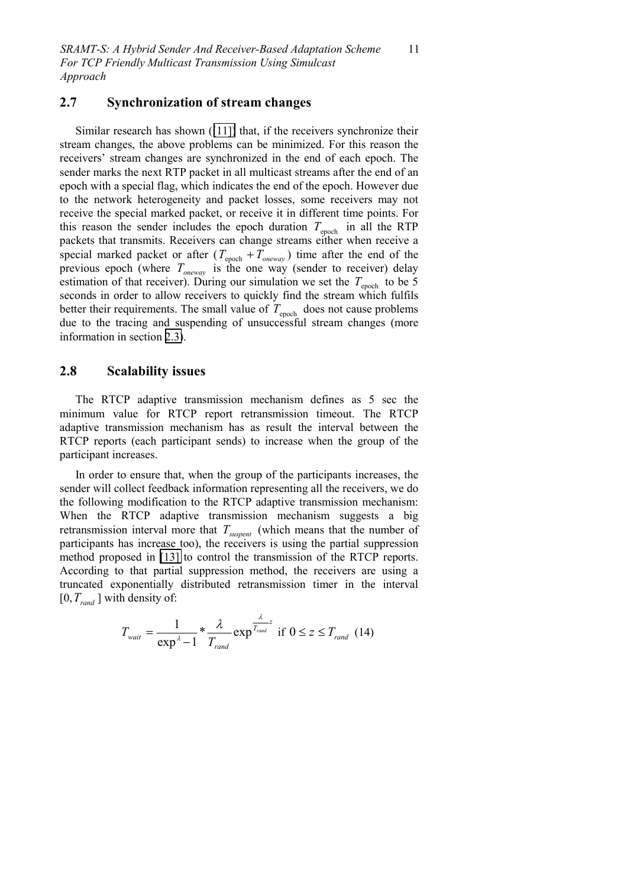## 2.7 Synchronization of stream changes

Similar research has shown ([11]) that, if the receivers synchronize their stream changes, the above problems can be minimized. For this reason the receivers' stream changes are synchronized in the end of each epoch. The sender marks the next RTP packet in all multicast streams after the end of an epoch with a special flag, which indicates the end of the epoch. However due to the network heterogeneity and packet losses, some receivers may not receive the special marked packet, or receive it in different time points. For this reason the sender includes the epoch duration $T_{\text{epoch}}$ in all the RTP packets that transmits. Receivers can change streams either when receive a special marked packet or after ($T_{\text{epoch}} + T_{oneway}$) time after the end of the previous epoch (where $T_{oneway}$ is the one way (sender to receiver) delay estimation of that receiver). During our simulation we set the $T_{\text{epoch}}$ to be 5 seconds in order to allow receivers to quickly find the stream which fulfils better their requirements. The small value of $T_{\text{epoch}}$ does not cause problems due to the tracing and suspending of unsuccessful stream changes (more information in section 2.3).

## 2.8 Scalability issues

The RTCP adaptive transmission mechanism defines as 5 sec the minimum value for RTCP report retransmission timeout. The RTCP adaptive transmission mechanism has as result the interval between the RTCP reports (each participant sends) to increase when the group of the participant increases.

In order to ensure that, when the group of the participants increases, the sender will collect feedback information representing all the receivers, we do the following modification to the RTCP adaptive transmission mechanism: When the RTCP adaptive transmission mechanism suggests a big retransmission interval more that $T_{suspent}$ (which means that the number of participants has increase too), the receivers is using the partial suppression method proposed in [13] to control the transmission of the RTCP reports. According to that partial suppression method, the receivers are using a truncated exponentially distributed retransmission timer in the interval $[0, T_{rand}]$ with density of:

$$T_{wait} = \frac{1}{\exp^{\lambda} - 1} * \frac{\lambda}{T_{rand}} \exp^{\frac{\lambda}{T_{rand}} z} \text{ if } 0 \leq z \leq T_{rand} \quad (14)$$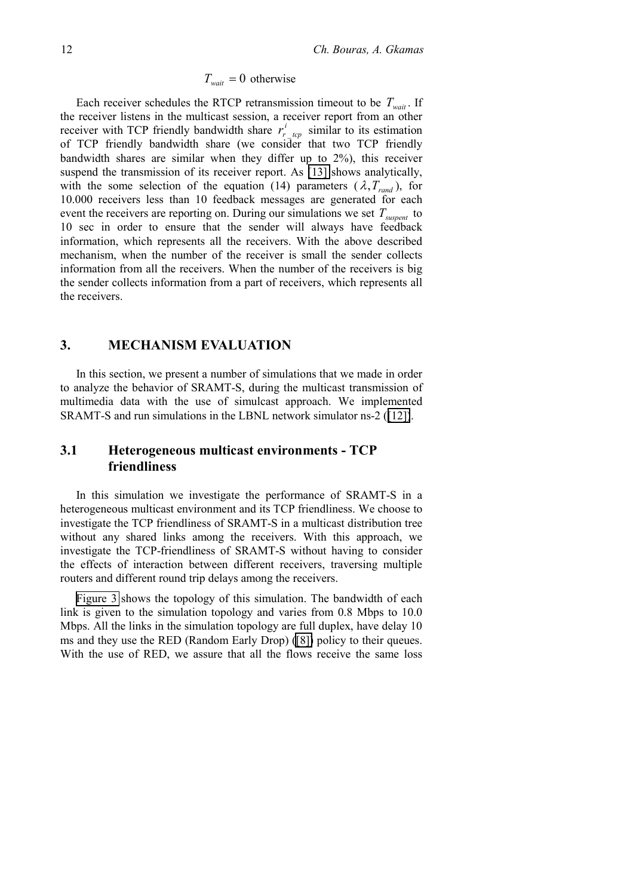$T_{wait} = 0$ otherwise

Each receiver schedules the RTCP retransmission timeout to be $T_{wait}$. If the receiver listens in the multicast session, a receiver report from an other receiver with TCP friendly bandwidth share $r^i_{r\_tcp}$ similar to its estimation of TCP friendly bandwidth share (we consider that two TCP friendly bandwidth shares are similar when they differ up to 2%), this receiver suspend the transmission of its receiver report. As [13] shows analytically, with the some selection of the equation (14) parameters ($\lambda, T_{rand}$), for 10.000 receivers less than 10 feedback messages are generated for each event the receivers are reporting on. During our simulations we set $T_{suspent}$ to 10 sec in order to ensure that the sender will always have feedback information, which represents all the receivers. With the above described mechanism, when the number of the receiver is small the sender collects information from all the receivers. When the number of the receivers is big the sender collects information from a part of receivers, which represents all the receivers.

## 3. MECHANISM EVALUATION

In this section, we present a number of simulations that we made in order to analyze the behavior of SRAMT-S, during the multicast transmission of multimedia data with the use of simulcast approach. We implemented SRAMT-S and run simulations in the LBNL network simulator ns-2 ([12]).

### 3.1 Heterogeneous multicast environments - TCP friendliness

In this simulation we investigate the performance of SRAMT-S in a heterogeneous multicast environment and its TCP friendliness. We choose to investigate the TCP friendliness of SRAMT-S in a multicast distribution tree without any shared links among the receivers. With this approach, we investigate the TCP-friendliness of SRAMT-S without having to consider the effects of interaction between different receivers, traversing multiple routers and different round trip delays among the receivers.

Figure 3 shows the topology of this simulation. The bandwidth of each link is given to the simulation topology and varies from 0.8 Mbps to 10.0 Mbps. All the links in the simulation topology are full duplex, have delay 10 ms and they use the RED (Random Early Drop) ([8]) policy to their queues. With the use of RED, we assure that all the flows receive the same loss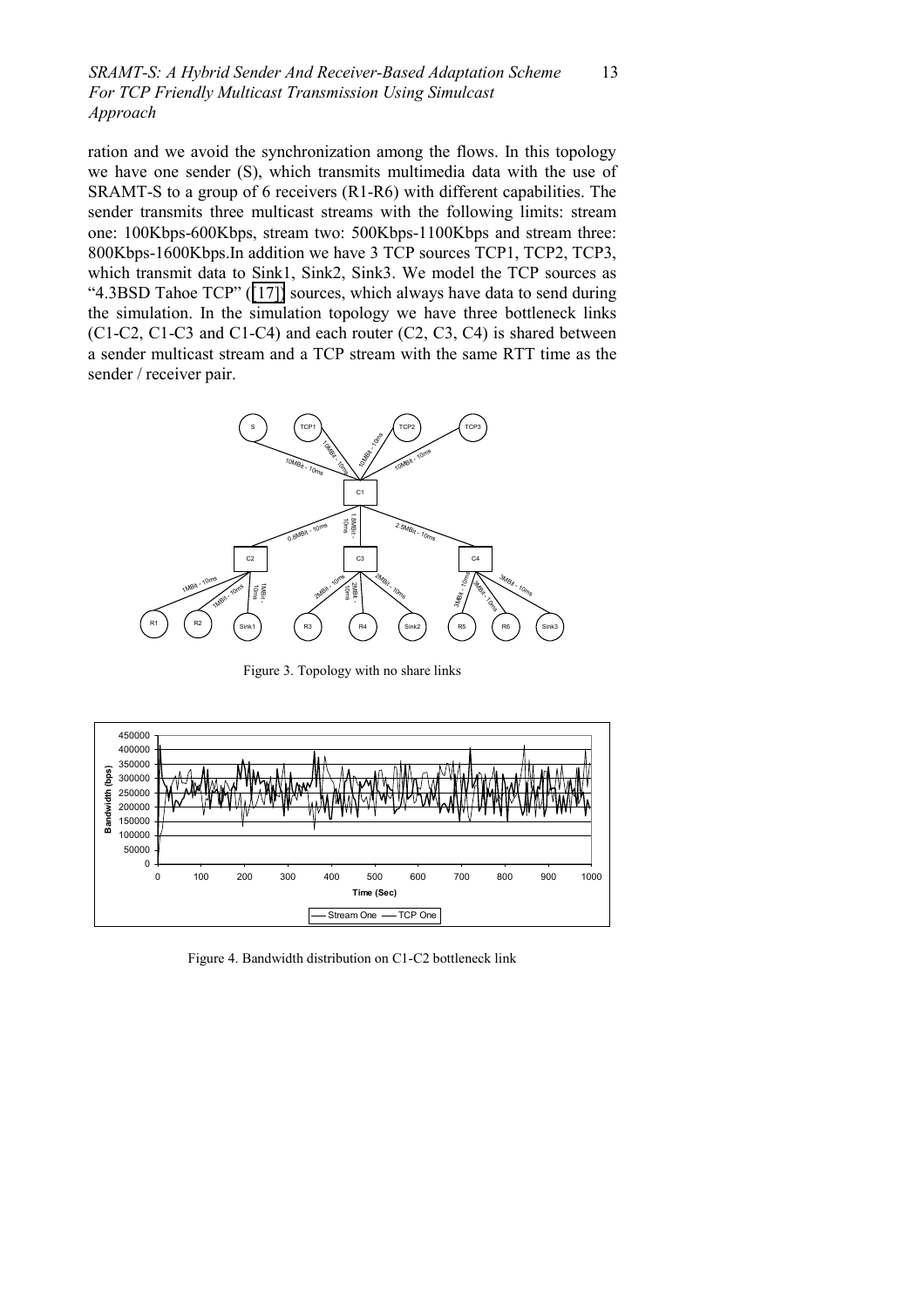ration and we avoid the synchronization among the flows. In this topology we have one sender (S), which transmits multimedia data with the use of SRAMT-S to a group of 6 receivers (R1-R6) with different capabilities. The sender transmits three multicast streams with the following limits: stream one: 100Kbps-600Kbps, stream two: 500Kbps-1100Kbps and stream three: 800Kbps-1600Kbps.In addition we have 3 TCP sources TCP1, TCP2, TCP3, which transmit data to Sink1, Sink2, Sink3. We model the TCP sources as "4.3BSD Tahoe TCP" ([17]) sources, which always have data to send during the simulation. In the simulation topology we have three bottleneck links (C1-C2, C1-C3 and C1-C4) and each router (C2, C3, C4) is shared between a sender multicast stream and a TCP stream with the same RTT time as the sender / receiver pair.

Figure 3. Topology with no share links

Figure 4. Bandwidth distribution on C1-C2 bottleneck link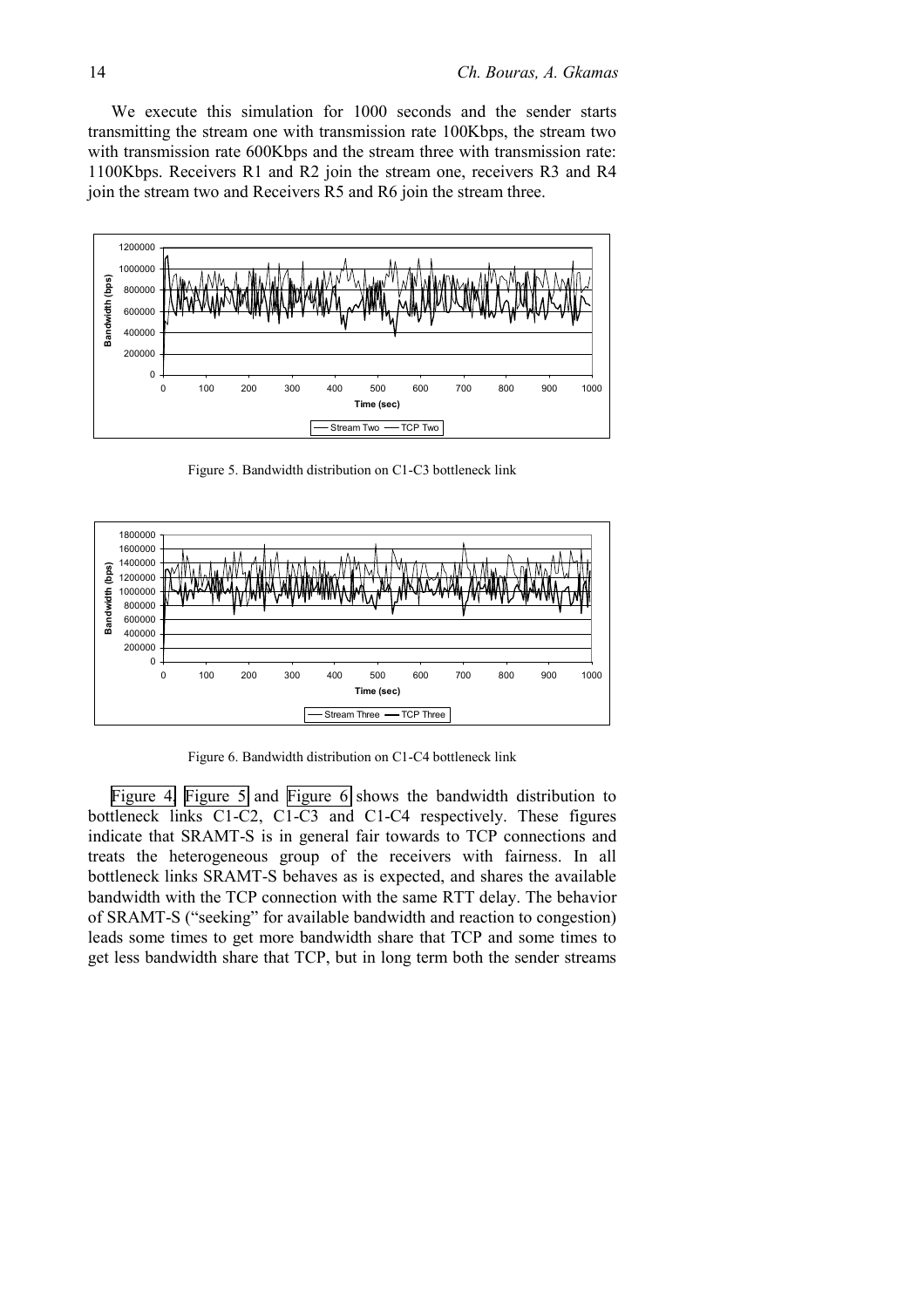We execute this simulation for 1000 seconds and the sender starts transmitting the stream one with transmission rate 100Kbps, the stream two with transmission rate 600Kbps and the stream three with transmission rate: 1100Kbps. Receivers R1 and R2 join the stream one, receivers R3 and R4 join the stream two and Receivers R5 and R6 join the stream three.

Figure 5. Bandwidth distribution on C1-C3 bottleneck link

Figure 6. Bandwidth distribution on C1-C4 bottleneck link

Figure 4, Figure 5 and Figure 6 shows the bandwidth distribution to bottleneck links C1-C2, C1-C3 and C1-C4 respectively. These figures indicate that SRAMT-S is in general fair towards to TCP connections and treats the heterogeneous group of the receivers with fairness. In all bottleneck links SRAMT-S behaves as is expected, and shares the available bandwidth with the TCP connection with the same RTT delay. The behavior of SRAMT-S ("seeking" for available bandwidth and reaction to congestion) leads some times to get more bandwidth share that TCP and some times to get less bandwidth share that TCP, but in long term both the sender streams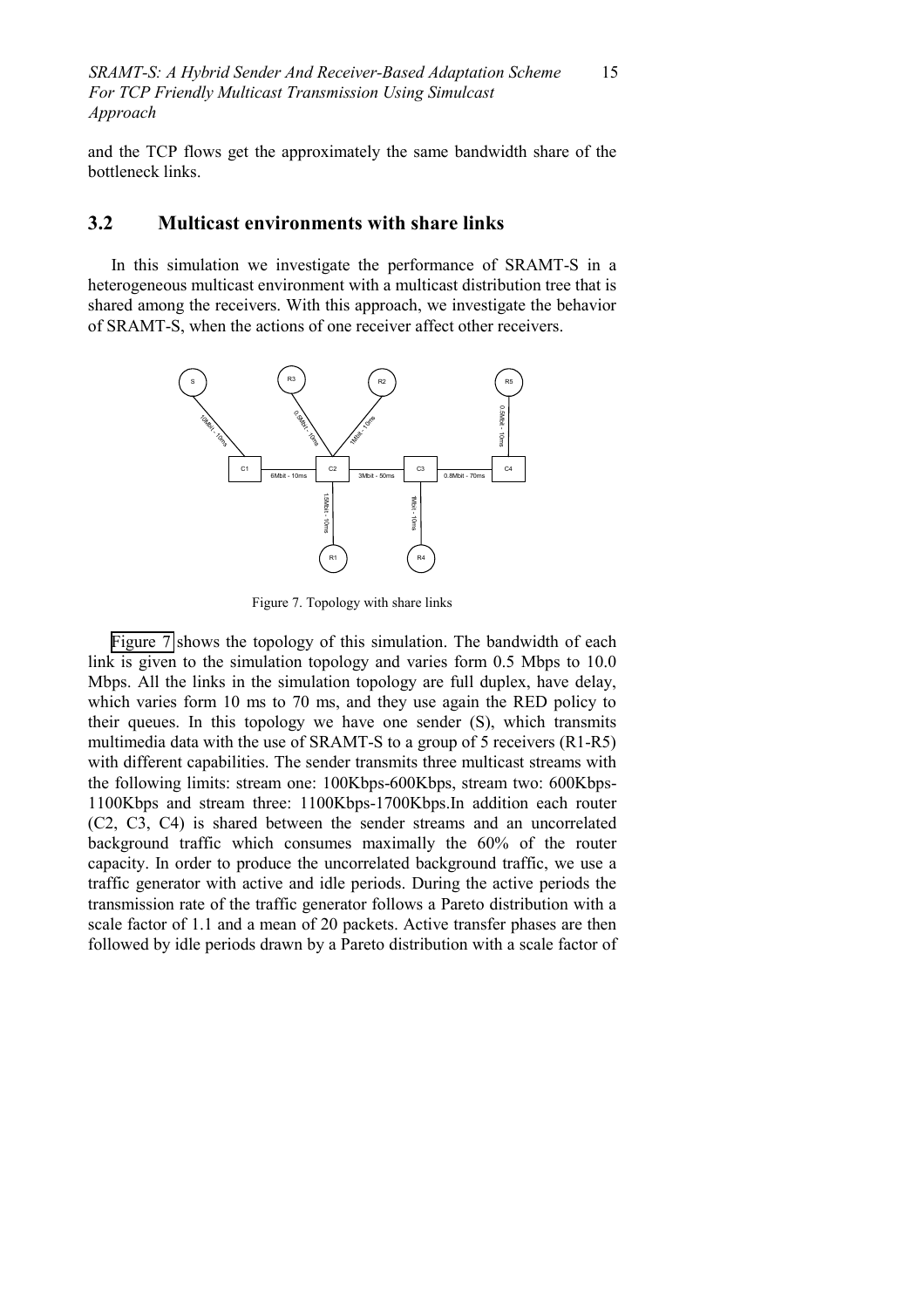and the TCP flows get the approximately the same bandwidth share of the bottleneck links.

## 3.2 Multicast environments with share links

In this simulation we investigate the performance of SRAMT-S in a heterogeneous multicast environment with a multicast distribution tree that is shared among the receivers. With this approach, we investigate the behavior of SRAMT-S, when the actions of one receiver affect other receivers.

Figure 7. Topology with share links

Figure 7 shows the topology of this simulation. The bandwidth of each link is given to the simulation topology and varies form 0.5 Mbps to 10.0 Mbps. All the links in the simulation topology are full duplex, have delay, which varies form 10 ms to 70 ms, and they use again the RED policy to their queues. In this topology we have one sender (S), which transmits multimedia data with the use of SRAMT-S to a group of 5 receivers (R1-R5) with different capabilities. The sender transmits three multicast streams with the following limits: stream one: 100Kbps-600Kbps, stream two: 600Kbps-1100Kbps and stream three: 1100Kbps-1700Kbps.In addition each router (C2, C3, C4) is shared between the sender streams and an uncorrelated background traffic which consumes maximally the 60% of the router capacity. In order to produce the uncorrelated background traffic, we use a traffic generator with active and idle periods. During the active periods the transmission rate of the traffic generator follows a Pareto distribution with a scale factor of 1.1 and a mean of 20 packets. Active transfer phases are then followed by idle periods drawn by a Pareto distribution with a scale factor of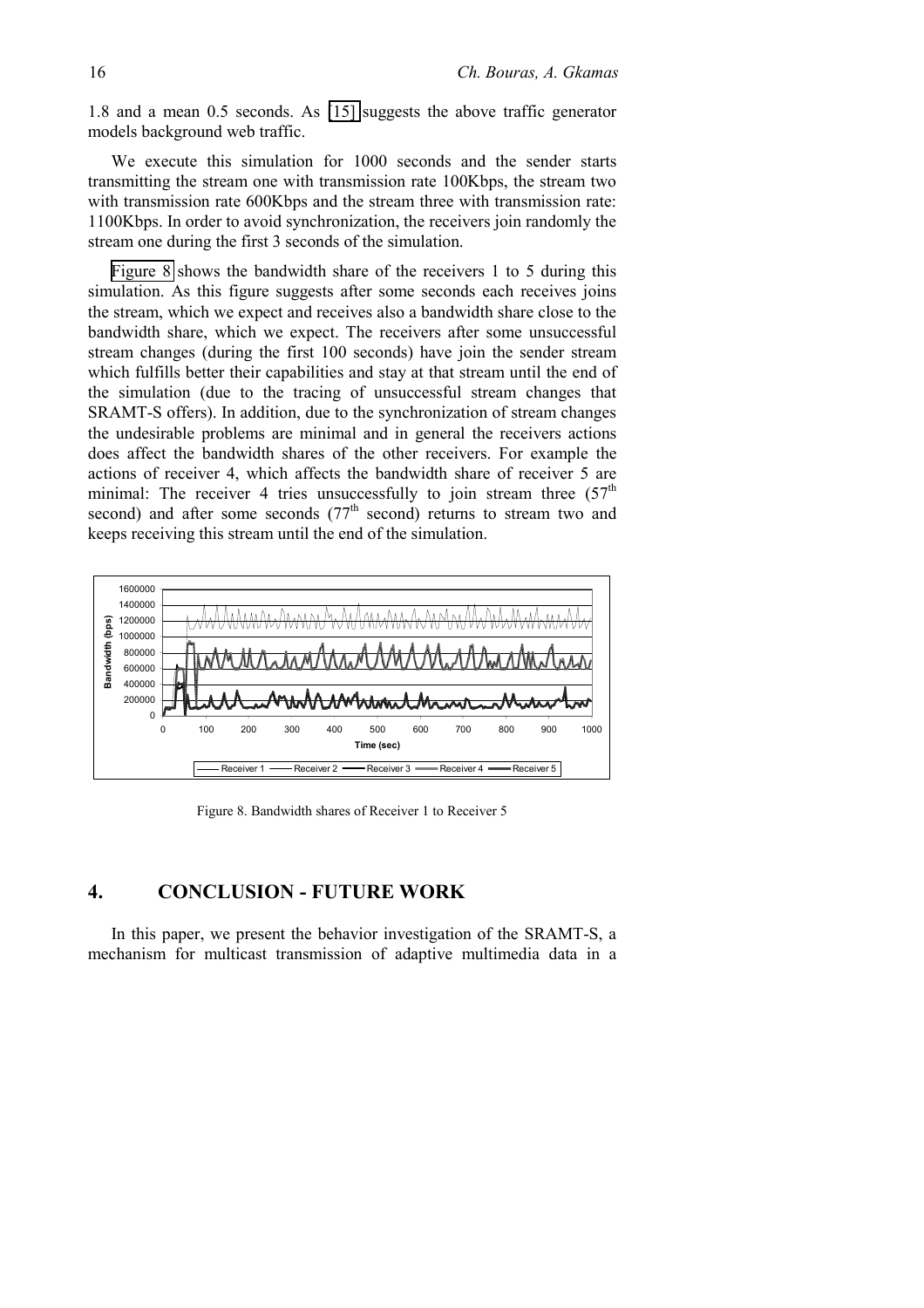1.8 and a mean 0.5 seconds. As [15] suggests the above traffic generator models background web traffic.

We execute this simulation for 1000 seconds and the sender starts transmitting the stream one with transmission rate 100Kbps, the stream two with transmission rate 600Kbps and the stream three with transmission rate: 1100Kbps. In order to avoid synchronization, the receivers join randomly the stream one during the first 3 seconds of the simulation.

Figure 8 shows the bandwidth share of the receivers 1 to 5 during this simulation. As this figure suggests after some seconds each receives joins the stream, which we expect and receives also a bandwidth share close to the bandwidth share, which we expect. The receivers after some unsuccessful stream changes (during the first 100 seconds) have join the sender stream which fulfills better their capabilities and stay at that stream until the end of the simulation (due to the tracing of unsuccessful stream changes that SRAMT-S offers). In addition, due to the synchronization of stream changes the undesirable problems are minimal and in general the receivers actions does affect the bandwidth shares of the other receivers. For example the actions of receiver 4, which affects the bandwidth share of receiver 5 are minimal: The receiver 4 tries unsuccessfully to join stream three (57[th] second) and after some seconds (77[th] second) returns to stream two and keeps receiving this stream until the end of the simulation.

Figure 8. Bandwidth shares of Receiver 1 to Receiver 5

## 4. CONCLUSION - FUTURE WORK

In this paper, we present the behavior investigation of the SRAMT-S, a mechanism for multicast transmission of adaptive multimedia data in a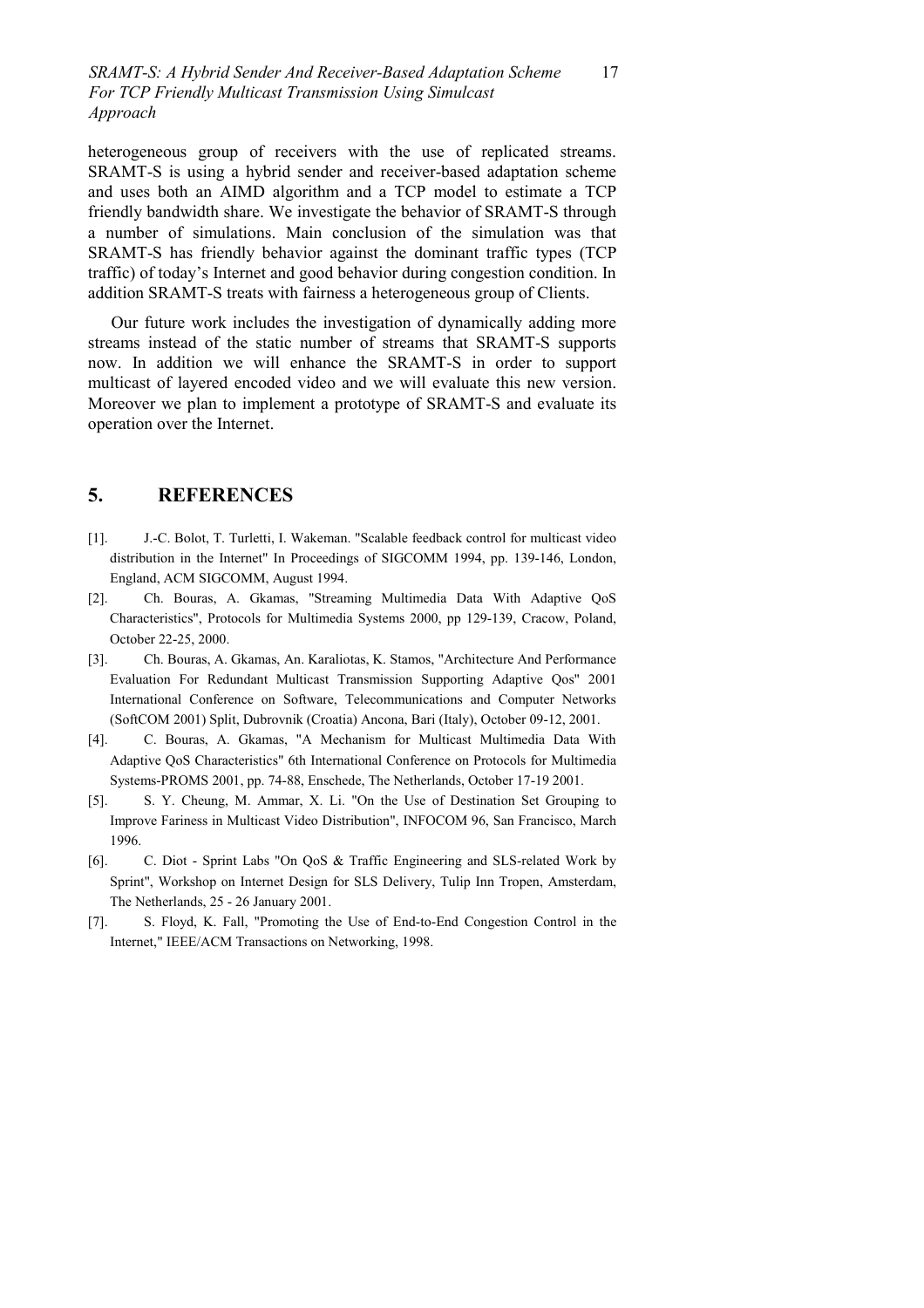heterogeneous group of receivers with the use of replicated streams. SRAMT-S is using a hybrid sender and receiver-based adaptation scheme and uses both an AIMD algorithm and a TCP model to estimate a TCP friendly bandwidth share. We investigate the behavior of SRAMT-S through a number of simulations. Main conclusion of the simulation was that SRAMT-S has friendly behavior against the dominant traffic types (TCP traffic) of today's Internet and good behavior during congestion condition. In addition SRAMT-S treats with fairness a heterogeneous group of Clients.

Our future work includes the investigation of dynamically adding more streams instead of the static number of streams that SRAMT-S supports now. In addition we will enhance the SRAMT-S in order to support multicast of layered encoded video and we will evaluate this new version. Moreover we plan to implement a prototype of SRAMT-S and evaluate its operation over the Internet.

## 5. REFERENCES

[1]. J.-C. Bolot, T. Turletti, I. Wakeman. "Scalable feedback control for multicast video distribution in the Internet" In Proceedings of SIGCOMM 1994, pp. 139-146, London, England, ACM SIGCOMM, August 1994.

[2]. Ch. Bouras, A. Gkamas, "Streaming Multimedia Data With Adaptive QoS Characteristics", Protocols for Multimedia Systems 2000, pp 129-139, Cracow, Poland, October 22-25, 2000.

[3]. Ch. Bouras, A. Gkamas, An. Karaliotas, K. Stamos, "Architecture And Performance Evaluation For Redundant Multicast Transmission Supporting Adaptive Qos" 2001 International Conference on Software, Telecommunications and Computer Networks (SoftCOM 2001) Split, Dubrovnik (Croatia) Ancona, Bari (Italy), October 09-12, 2001.

[4]. C. Bouras, A. Gkamas, "A Mechanism for Multicast Multimedia Data With Adaptive QoS Characteristics" 6th International Conference on Protocols for Multimedia Systems-PROMS 2001, pp. 74-88, Enschede, The Netherlands, October 17-19 2001.

[5]. S. Y. Cheung, M. Ammar, X. Li. "On the Use of Destination Set Grouping to Improve Fariness in Multicast Video Distribution", INFOCOM 96, San Francisco, March 1996.

[6]. C. Diot - Sprint Labs "On QoS & Traffic Engineering and SLS-related Work by Sprint", Workshop on Internet Design for SLS Delivery, Tulip Inn Tropen, Amsterdam, The Netherlands, 25 - 26 January 2001.

[7]. S. Floyd, K. Fall, "Promoting the Use of End-to-End Congestion Control in the Internet," IEEE/ACM Transactions on Networking, 1998.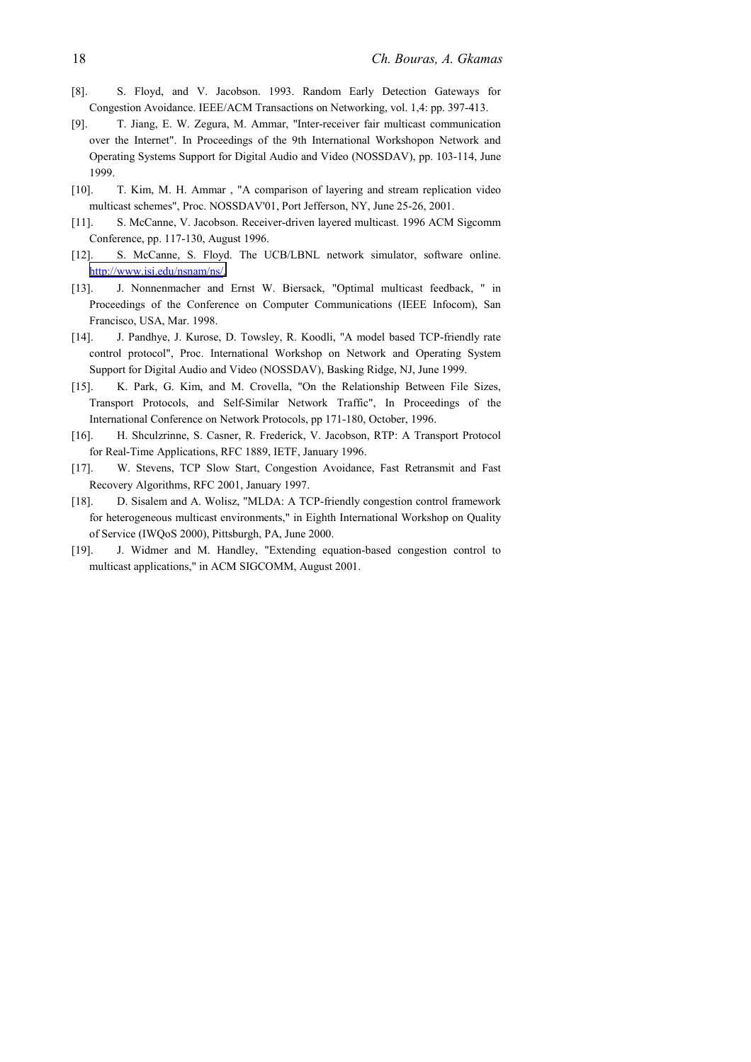[8]. S. Floyd, and V. Jacobson. 1993. Random Early Detection Gateways for Congestion Avoidance. IEEE/ACM Transactions on Networking, vol. 1,4: pp. 397-413.

[9]. T. Jiang, E. W. Zegura, M. Ammar, "Inter-receiver fair multicast communication over the Internet". In Proceedings of the 9th International Workshopon Network and Operating Systems Support for Digital Audio and Video (NOSSDAV), pp. 103-114, June 1999.

[10]. T. Kim, M. H. Ammar , "A comparison of layering and stream replication video multicast schemes", Proc. NOSSDAV'01, Port Jefferson, NY, June 25-26, 2001.

[11]. S. McCanne, V. Jacobson. Receiver-driven layered multicast. 1996 ACM Sigcomm Conference, pp. 117-130, August 1996.

[12]. S. McCanne, S. Floyd. The UCB/LBNL network simulator, software online. http://www.isi.edu/nsnam/ns/.

[13]. J. Nonnenmacher and Ernst W. Biersack, "Optimal multicast feedback, " in Proceedings of the Conference on Computer Communications (IEEE Infocom), San Francisco, USA, Mar. 1998.

[14]. J. Pandhye, J. Kurose, D. Towsley, R. Koodli, "A model based TCP-friendly rate control protocol", Proc. International Workshop on Network and Operating System Support for Digital Audio and Video (NOSSDAV), Basking Ridge, NJ, June 1999.

[15]. K. Park, G. Kim, and M. Crovella, "On the Relationship Between File Sizes, Transport Protocols, and Self-Similar Network Traffic", In Proceedings of the International Conference on Network Protocols, pp 171-180, October, 1996.

[16]. H. Shculzrinne, S. Casner, R. Frederick, V. Jacobson, RTP: A Transport Protocol for Real-Time Applications, RFC 1889, IETF, January 1996.

[17]. W. Stevens, TCP Slow Start, Congestion Avoidance, Fast Retransmit and Fast Recovery Algorithms, RFC 2001, January 1997.

[18]. D. Sisalem and A. Wolisz, "MLDA: A TCP-friendly congestion control framework for heterogeneous multicast environments," in Eighth International Workshop on Quality of Service (IWQoS 2000), Pittsburgh, PA, June 2000.

[19]. J. Widmer and M. Handley, "Extending equation-based congestion control to multicast applications," in ACM SIGCOMM, August 2001.